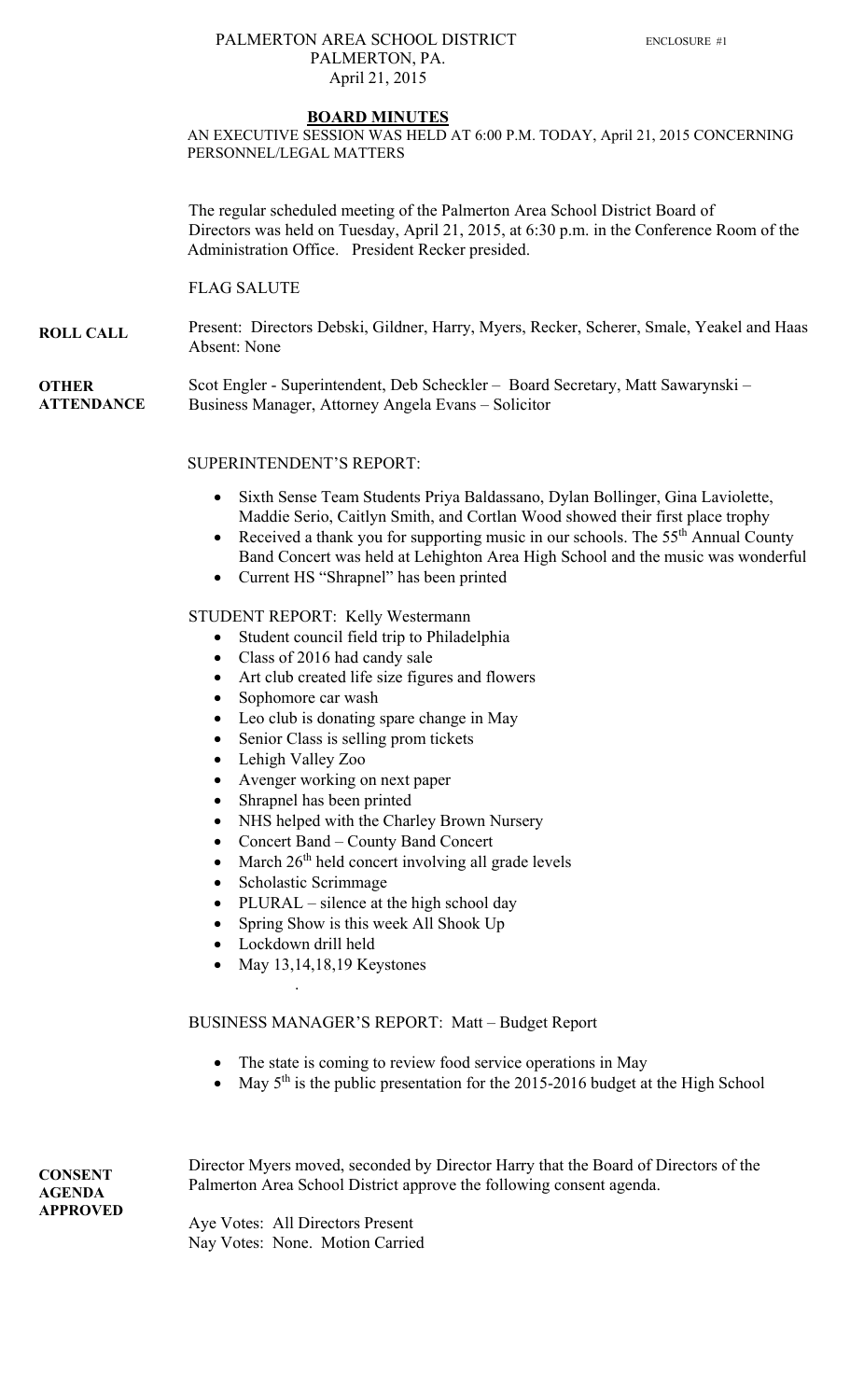PALMERTON AREA SCHOOL DISTRICT
PALMERTON, PA.
April 21, 2015

ENCLOSURE #1

## BOARD MINUTES

AN EXECUTIVE SESSION WAS HELD AT 6:00 P.M. TODAY, April 21, 2015 CONCERNING PERSONNEL/LEGAL MATTERS

The regular scheduled meeting of the Palmerton Area School District Board of Directors was held on Tuesday, April 21, 2015, at 6:30 p.m. in the Conference Room of the Administration Office. President Recker presided.

FLAG SALUTE

**ROLL CALL**

Present: Directors Debski, Gildner, Harry, Myers, Recker, Scherer, Smale, Yeakel and Haas
Absent: None

**OTHER ATTENDANCE**

Scot Engler - Superintendent, Deb Scheckler – Board Secretary, Matt Sawarynski – Business Manager, Attorney Angela Evans – Solicitor

SUPERINTENDENT'S REPORT:

- Sixth Sense Team Students Priya Baldassano, Dylan Bollinger, Gina Laviolette, Maddie Serio, Caitlyn Smith, and Cortlan Wood showed their first place trophy
- Received a thank you for supporting music in our schools. The 55th Annual County Band Concert was held at Lehighton Area High School and the music was wonderful
- Current HS "Shrapnel" has been printed

STUDENT REPORT: Kelly Westermann

- Student council field trip to Philadelphia
- Class of 2016 had candy sale
- Art club created life size figures and flowers
- Sophomore car wash
- Leo club is donating spare change in May
- Senior Class is selling prom tickets
- Lehigh Valley Zoo
- Avenger working on next paper
- Shrapnel has been printed
- NHS helped with the Charley Brown Nursery
- Concert Band – County Band Concert
- March 26th held concert involving all grade levels
- Scholastic Scrimmage
- PLURAL – silence at the high school day
- Spring Show is this week All Shook Up
- Lockdown drill held
- May 13,14,18,19 Keystones

BUSINESS MANAGER'S REPORT: Matt – Budget Report

- The state is coming to review food service operations in May
- May 5th is the public presentation for the 2015-2016 budget at the High School

**CONSENT AGENDA APPROVED**

Director Myers moved, seconded by Director Harry that the Board of Directors of the Palmerton Area School District approve the following consent agenda.

Aye Votes: All Directors Present
Nay Votes: None. Motion Carried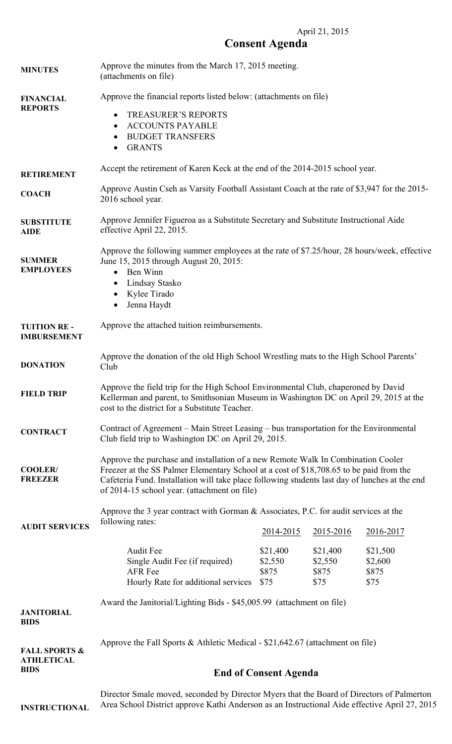April 21, 2015

# Consent Agenda

**MINUTES**

Approve the minutes from the March 17, 2015 meeting. (attachments on file)

**FINANCIAL REPORTS**

Approve the financial reports listed below: (attachments on file)

- TREASURER'S REPORTS
- ACCOUNTS PAYABLE
- BUDGET TRANSFERS
- GRANTS

**RETIREMENT**

Accept the retirement of Karen Keck at the end of the 2014-2015 school year.

**COACH**

Approve Austin Cseh as Varsity Football Assistant Coach at the rate of $3,947 for the 2015-2016 school year.

**SUBSTITUTE AIDE**

Approve Jennifer Figueroa as a Substitute Secretary and Substitute Instructional Aide effective April 22, 2015.

**SUMMER EMPLOYEES**

Approve the following summer employees at the rate of $7.25/hour, 28 hours/week, effective June 15, 2015 through August 20, 2015:

- Ben Winn
- Lindsay Stasko
- Kylee Tirado
- Jenna Haydt

**TUITION RE-IMBURSEMENT**

Approve the attached tuition reimbursements.

**DONATION**

Approve the donation of the old High School Wrestling mats to the High School Parents' Club

**FIELD TRIP**

Approve the field trip for the High School Environmental Club, chaperoned by David Kellerman and parent, to Smithsonian Museum in Washington DC on April 29, 2015 at the cost to the district for a Substitute Teacher.

**CONTRACT**

Contract of Agreement – Main Street Leasing – bus transportation for the Environmental Club field trip to Washington DC on April 29, 2015.

**COOLER/ FREEZER**

Approve the purchase and installation of a new Remote Walk In Combination Cooler Freezer at the SS Palmer Elementary School at a cost of $18,708.65 to be paid from the Cafeteria Fund. Installation will take place following students last day of lunches at the end of 2014-15 school year. (attachment on file)

**AUDIT SERVICES**

Approve the 3 year contract with Gorman & Associates, P.C. for audit services at the following rates:

| | 2014-2015 | 2015-2016 | 2016-2017 |
|---|---|---|---|
| Audit Fee | $21,400 | $21,400 | $21,500 |
| Single Audit Fee (if required) | $2,550 | $2,550 | $2,600 |
| AFR Fee | $875 | $875 | $875 |
| Hourly Rate for additional services | $75 | $75 | $75 |

**JANITORIAL BIDS**

Award the Janitorial/Lighting Bids - $45,005.99 (attachment on file)

**FALL SPORTS & ATHLETICAL BIDS**

Approve the Fall Sports & Athletic Medical - $21,642.67 (attachment on file)

## End of Consent Agenda

**INSTRUCTIONAL**

Director Smale moved, seconded by Director Myers that the Board of Directors of Palmerton Area School District approve Kathi Anderson as an Instructional Aide effective April 27, 2015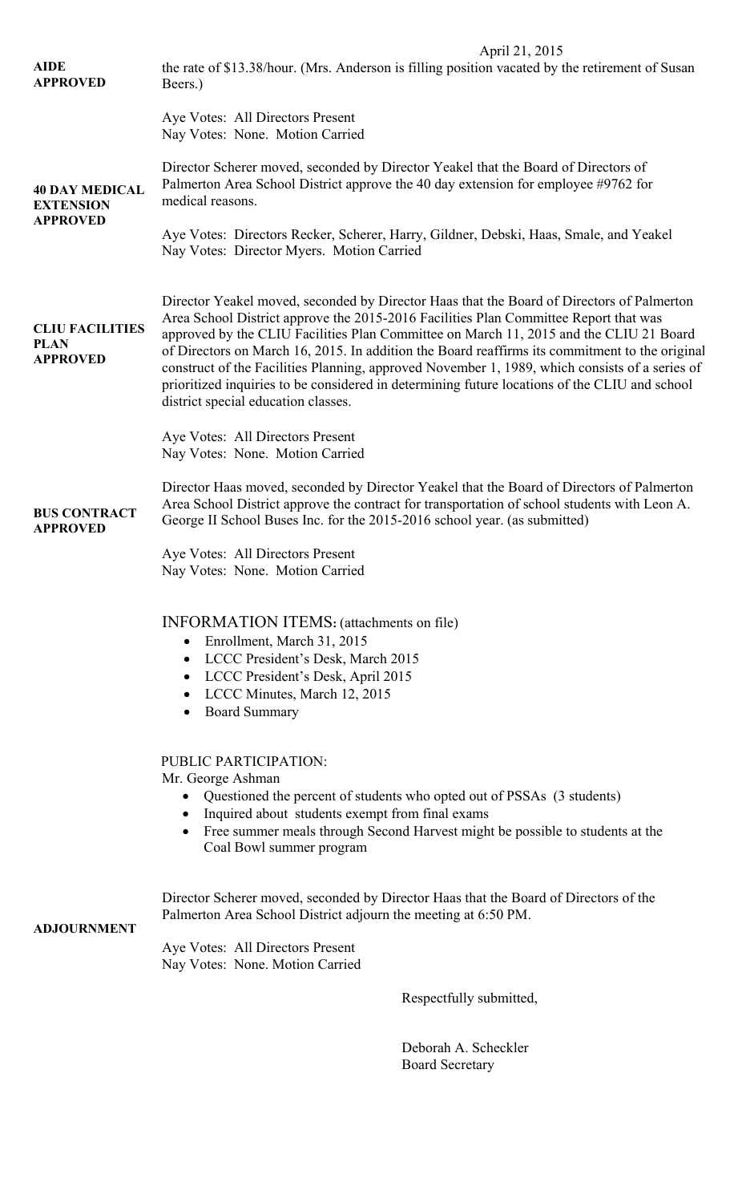April 21, 2015

**AIDE APPROVED**

the rate of $13.38/hour. (Mrs. Anderson is filling position vacated by the retirement of Susan Beers.)

Aye Votes: All Directors Present
Nay Votes: None. Motion Carried

**40 DAY MEDICAL EXTENSION APPROVED**

Director Scherer moved, seconded by Director Yeakel that the Board of Directors of Palmerton Area School District approve the 40 day extension for employee #9762 for medical reasons.

Aye Votes: Directors Recker, Scherer, Harry, Gildner, Debski, Haas, Smale, and Yeakel
Nay Votes: Director Myers. Motion Carried

**CLIU FACILITIES PLAN APPROVED**

Director Yeakel moved, seconded by Director Haas that the Board of Directors of Palmerton Area School District approve the 2015-2016 Facilities Plan Committee Report that was approved by the CLIU Facilities Plan Committee on March 11, 2015 and the CLIU 21 Board of Directors on March 16, 2015. In addition the Board reaffirms its commitment to the original construct of the Facilities Planning, approved November 1, 1989, which consists of a series of prioritized inquiries to be considered in determining future locations of the CLIU and school district special education classes.

Aye Votes: All Directors Present
Nay Votes: None. Motion Carried

**BUS CONTRACT APPROVED**

Director Haas moved, seconded by Director Yeakel that the Board of Directors of Palmerton Area School District approve the contract for transportation of school students with Leon A. George II School Buses Inc. for the 2015-2016 school year. (as submitted)

Aye Votes: All Directors Present
Nay Votes: None. Motion Carried

INFORMATION ITEMS: (attachments on file)

- Enrollment, March 31, 2015
- LCCC President's Desk, March 2015
- LCCC President's Desk, April 2015
- LCCC Minutes, March 12, 2015
- Board Summary

PUBLIC PARTICIPATION:

Mr. George Ashman

- Questioned the percent of students who opted out of PSSAs (3 students)
- Inquired about students exempt from final exams
- Free summer meals through Second Harvest might be possible to students at the Coal Bowl summer program

**ADJOURNMENT**

Director Scherer moved, seconded by Director Haas that the Board of Directors of the Palmerton Area School District adjourn the meeting at 6:50 PM.

Aye Votes: All Directors Present
Nay Votes: None. Motion Carried

Respectfully submitted,

Deborah A. Scheckler
Board Secretary